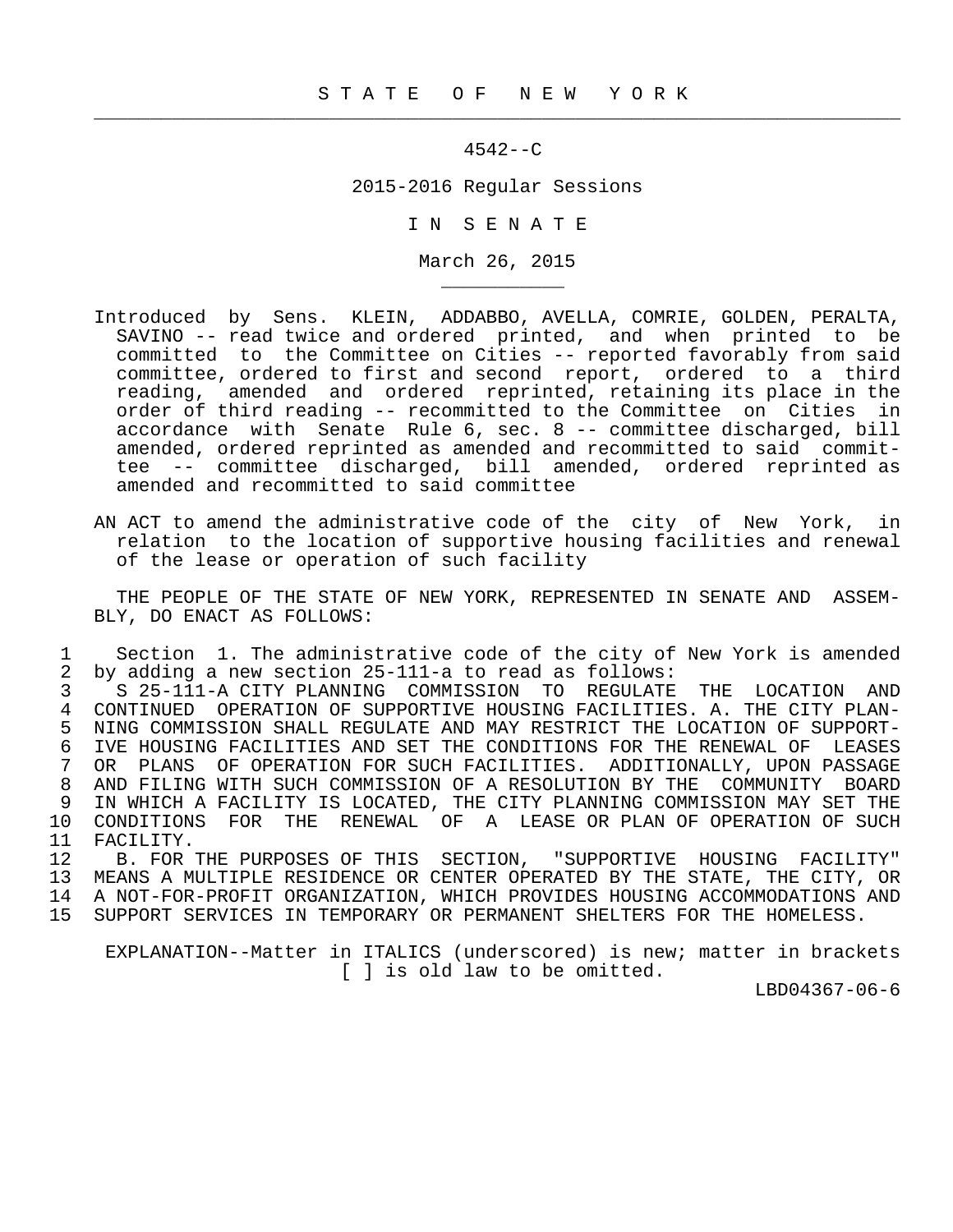S T A T E O F N E W Y O R K

4542--C

2015-2016 Regular Sessions

I N S E N A T E

March 26, 2015

Introduced by Sens. KLEIN, ADDABBO, AVELLA, COMRIE, GOLDEN, PERALTA, SAVINO -- read twice and ordered printed, and when printed to be committed to the Committee on Cities -- reported favorably from said committee, ordered to first and second report, ordered to a third reading, amended and ordered reprinted, retaining its place in the order of third reading -- recommitted to the Committee on Cities in accordance with Senate Rule 6, sec. 8 -- committee discharged, bill amended, ordered reprinted as amended and recommitted to said committee -- committee discharged, bill amended, ordered reprinted as amended and recommitted to said committee

AN ACT to amend the administrative code of the city of New York, in relation to the location of supportive housing facilities and renewal of the lease or operation of such facility

THE PEOPLE OF THE STATE OF NEW YORK, REPRESENTED IN SENATE AND ASSEMBLY, DO ENACT AS FOLLOWS:

1 Section 1. The administrative code of the city of New York is amended
2 by adding a new section 25-111-a to read as follows:
3 S 25-111-A CITY PLANNING COMMISSION TO REGULATE THE LOCATION AND
4 CONTINUED OPERATION OF SUPPORTIVE HOUSING FACILITIES. A. THE CITY PLAN-
5 NING COMMISSION SHALL REGULATE AND MAY RESTRICT THE LOCATION OF SUPPORT-
6 IVE HOUSING FACILITIES AND SET THE CONDITIONS FOR THE RENEWAL OF LEASES
7 OR PLANS OF OPERATION FOR SUCH FACILITIES. ADDITIONALLY, UPON PASSAGE
8 AND FILING WITH SUCH COMMISSION OF A RESOLUTION BY THE COMMUNITY BOARD
9 IN WHICH A FACILITY IS LOCATED, THE CITY PLANNING COMMISSION MAY SET THE
10 CONDITIONS FOR THE RENEWAL OF A LEASE OR PLAN OF OPERATION OF SUCH
11 FACILITY.
12 B. FOR THE PURPOSES OF THIS SECTION, "SUPPORTIVE HOUSING FACILITY"
13 MEANS A MULTIPLE RESIDENCE OR CENTER OPERATED BY THE STATE, THE CITY, OR
14 A NOT-FOR-PROFIT ORGANIZATION, WHICH PROVIDES HOUSING ACCOMMODATIONS AND
15 SUPPORT SERVICES IN TEMPORARY OR PERMANENT SHELTERS FOR THE HOMELESS.

EXPLANATION--Matter in ITALICS (underscored) is new; matter in brackets [ ] is old law to be omitted.

LBD04367-06-6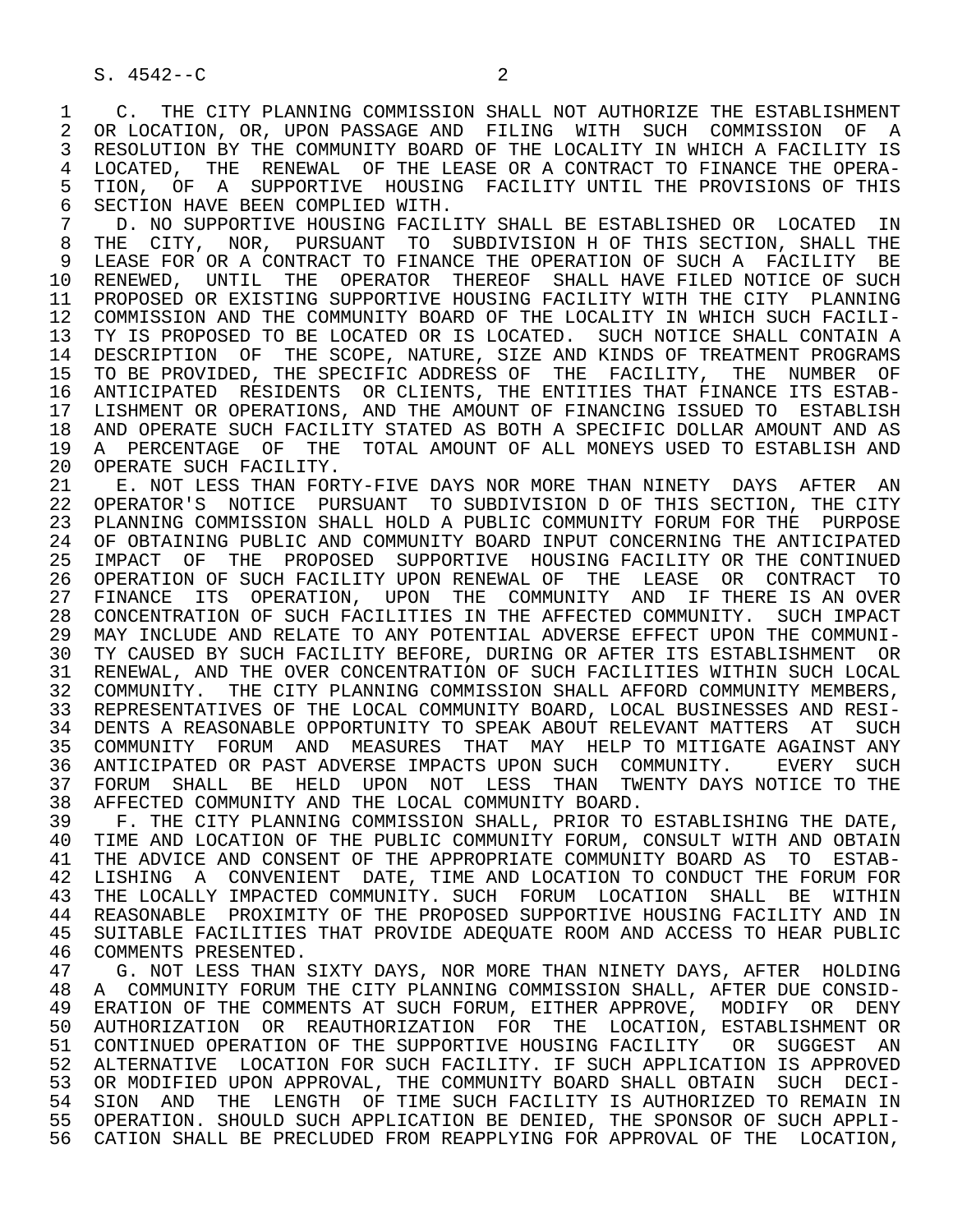C. THE CITY PLANNING COMMISSION SHALL NOT AUTHORIZE THE ESTABLISHMENT OR LOCATION, OR, UPON PASSAGE AND FILING WITH SUCH COMMISSION OF A RESOLUTION BY THE COMMUNITY BOARD OF THE LOCALITY IN WHICH A FACILITY IS LOCATED, THE RENEWAL OF THE LEASE OR A CONTRACT TO FINANCE THE OPERATION, OF A SUPPORTIVE HOUSING FACILITY UNTIL THE PROVISIONS OF THIS SECTION HAVE BEEN COMPLIED WITH.

D. NO SUPPORTIVE HOUSING FACILITY SHALL BE ESTABLISHED OR LOCATED IN THE CITY, NOR, PURSUANT TO SUBDIVISION H OF THIS SECTION, SHALL THE LEASE FOR OR A CONTRACT TO FINANCE THE OPERATION OF SUCH A FACILITY BE RENEWED, UNTIL THE OPERATOR THEREOF SHALL HAVE FILED NOTICE OF SUCH PROPOSED OR EXISTING SUPPORTIVE HOUSING FACILITY WITH THE CITY PLANNING COMMISSION AND THE COMMUNITY BOARD OF THE LOCALITY IN WHICH SUCH FACILITY IS PROPOSED TO BE LOCATED OR IS LOCATED. SUCH NOTICE SHALL CONTAIN A DESCRIPTION OF THE SCOPE, NATURE, SIZE AND KINDS OF TREATMENT PROGRAMS TO BE PROVIDED, THE SPECIFIC ADDRESS OF THE FACILITY, THE NUMBER OF ANTICIPATED RESIDENTS OR CLIENTS, THE ENTITIES THAT FINANCE ITS ESTABLISHMENT OR OPERATIONS, AND THE AMOUNT OF FINANCING ISSUED TO ESTABLISH AND OPERATE SUCH FACILITY STATED AS BOTH A SPECIFIC DOLLAR AMOUNT AND AS A PERCENTAGE OF THE TOTAL AMOUNT OF ALL MONEYS USED TO ESTABLISH AND OPERATE SUCH FACILITY.

E. NOT LESS THAN FORTY-FIVE DAYS NOR MORE THAN NINETY DAYS AFTER AN OPERATOR'S NOTICE PURSUANT TO SUBDIVISION D OF THIS SECTION, THE CITY PLANNING COMMISSION SHALL HOLD A PUBLIC COMMUNITY FORUM FOR THE PURPOSE OF OBTAINING PUBLIC AND COMMUNITY BOARD INPUT CONCERNING THE ANTICIPATED IMPACT OF THE PROPOSED SUPPORTIVE HOUSING FACILITY OR THE CONTINUED OPERATION OF SUCH FACILITY UPON RENEWAL OF THE LEASE OR CONTRACT TO FINANCE ITS OPERATION, UPON THE COMMUNITY AND IF THERE IS AN OVER CONCENTRATION OF SUCH FACILITIES IN THE AFFECTED COMMUNITY. SUCH IMPACT MAY INCLUDE AND RELATE TO ANY POTENTIAL ADVERSE EFFECT UPON THE COMMUNITY CAUSED BY SUCH FACILITY BEFORE, DURING OR AFTER ITS ESTABLISHMENT OR RENEWAL, AND THE OVER CONCENTRATION OF SUCH FACILITIES WITHIN SUCH LOCAL COMMUNITY. THE CITY PLANNING COMMISSION SHALL AFFORD COMMUNITY MEMBERS, REPRESENTATIVES OF THE LOCAL COMMUNITY BOARD, LOCAL BUSINESSES AND RESIDENTS A REASONABLE OPPORTUNITY TO SPEAK ABOUT RELEVANT MATTERS AT SUCH COMMUNITY FORUM AND MEASURES THAT MAY HELP TO MITIGATE AGAINST ANY ANTICIPATED OR PAST ADVERSE IMPACTS UPON SUCH COMMUNITY. EVERY SUCH FORUM SHALL BE HELD UPON NOT LESS THAN TWENTY DAYS NOTICE TO THE AFFECTED COMMUNITY AND THE LOCAL COMMUNITY BOARD.

F. THE CITY PLANNING COMMISSION SHALL, PRIOR TO ESTABLISHING THE DATE, TIME AND LOCATION OF THE PUBLIC COMMUNITY FORUM, CONSULT WITH AND OBTAIN THE ADVICE AND CONSENT OF THE APPROPRIATE COMMUNITY BOARD AS TO ESTABLISHING A CONVENIENT DATE, TIME AND LOCATION TO CONDUCT THE FORUM FOR THE LOCALLY IMPACTED COMMUNITY. SUCH FORUM LOCATION SHALL BE WITHIN REASONABLE PROXIMITY OF THE PROPOSED SUPPORTIVE HOUSING FACILITY AND IN SUITABLE FACILITIES THAT PROVIDE ADEQUATE ROOM AND ACCESS TO HEAR PUBLIC COMMENTS PRESENTED.

G. NOT LESS THAN SIXTY DAYS, NOR MORE THAN NINETY DAYS, AFTER HOLDING A COMMUNITY FORUM THE CITY PLANNING COMMISSION SHALL, AFTER DUE CONSIDERATION OF THE COMMENTS AT SUCH FORUM, EITHER APPROVE, MODIFY OR DENY AUTHORIZATION OR REAUTHORIZATION FOR THE LOCATION, ESTABLISHMENT OR CONTINUED OPERATION OF THE SUPPORTIVE HOUSING FACILITY OR SUGGEST AN ALTERNATIVE LOCATION FOR SUCH FACILITY. IF SUCH APPLICATION IS APPROVED OR MODIFIED UPON APPROVAL, THE COMMUNITY BOARD SHALL OBTAIN SUCH DECISION AND THE LENGTH OF TIME SUCH FACILITY IS AUTHORIZED TO REMAIN IN OPERATION. SHOULD SUCH APPLICATION BE DENIED, THE SPONSOR OF SUCH APPLICATION SHALL BE PRECLUDED FROM REAPPLYING FOR APPROVAL OF THE LOCATION,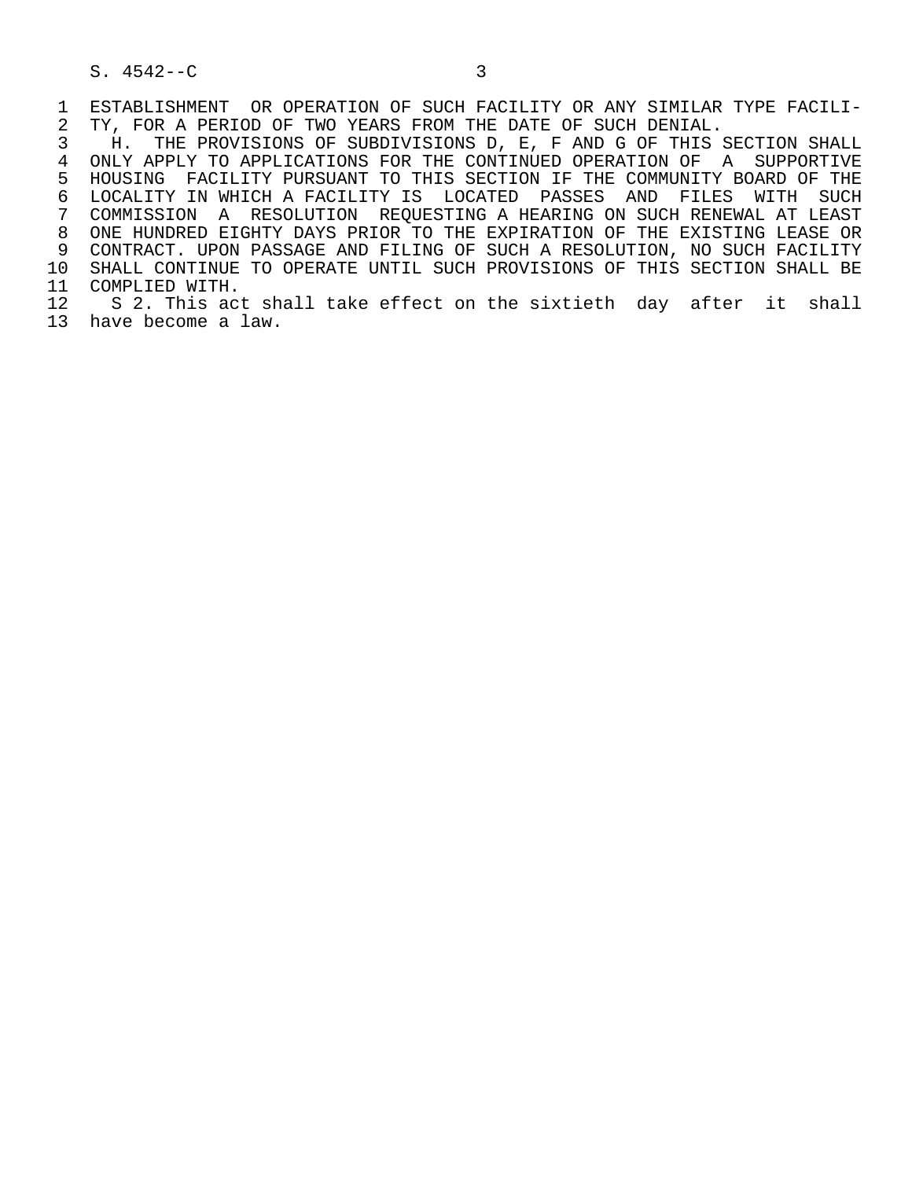ESTABLISHMENT OR OPERATION OF SUCH FACILITY OR ANY SIMILAR TYPE FACILITY, FOR A PERIOD OF TWO YEARS FROM THE DATE OF SUCH DENIAL.

H. THE PROVISIONS OF SUBDIVISIONS D, E, F AND G OF THIS SECTION SHALL ONLY APPLY TO APPLICATIONS FOR THE CONTINUED OPERATION OF A SUPPORTIVE HOUSING FACILITY PURSUANT TO THIS SECTION IF THE COMMUNITY BOARD OF THE LOCALITY IN WHICH A FACILITY IS LOCATED PASSES AND FILES WITH SUCH COMMISSION A RESOLUTION REQUESTING A HEARING ON SUCH RENEWAL AT LEAST ONE HUNDRED EIGHTY DAYS PRIOR TO THE EXPIRATION OF THE EXISTING LEASE OR CONTRACT. UPON PASSAGE AND FILING OF SUCH A RESOLUTION, NO SUCH FACILITY SHALL CONTINUE TO OPERATE UNTIL SUCH PROVISIONS OF THIS SECTION SHALL BE COMPLIED WITH.

S 2. This act shall take effect on the sixtieth day after it shall have become a law.